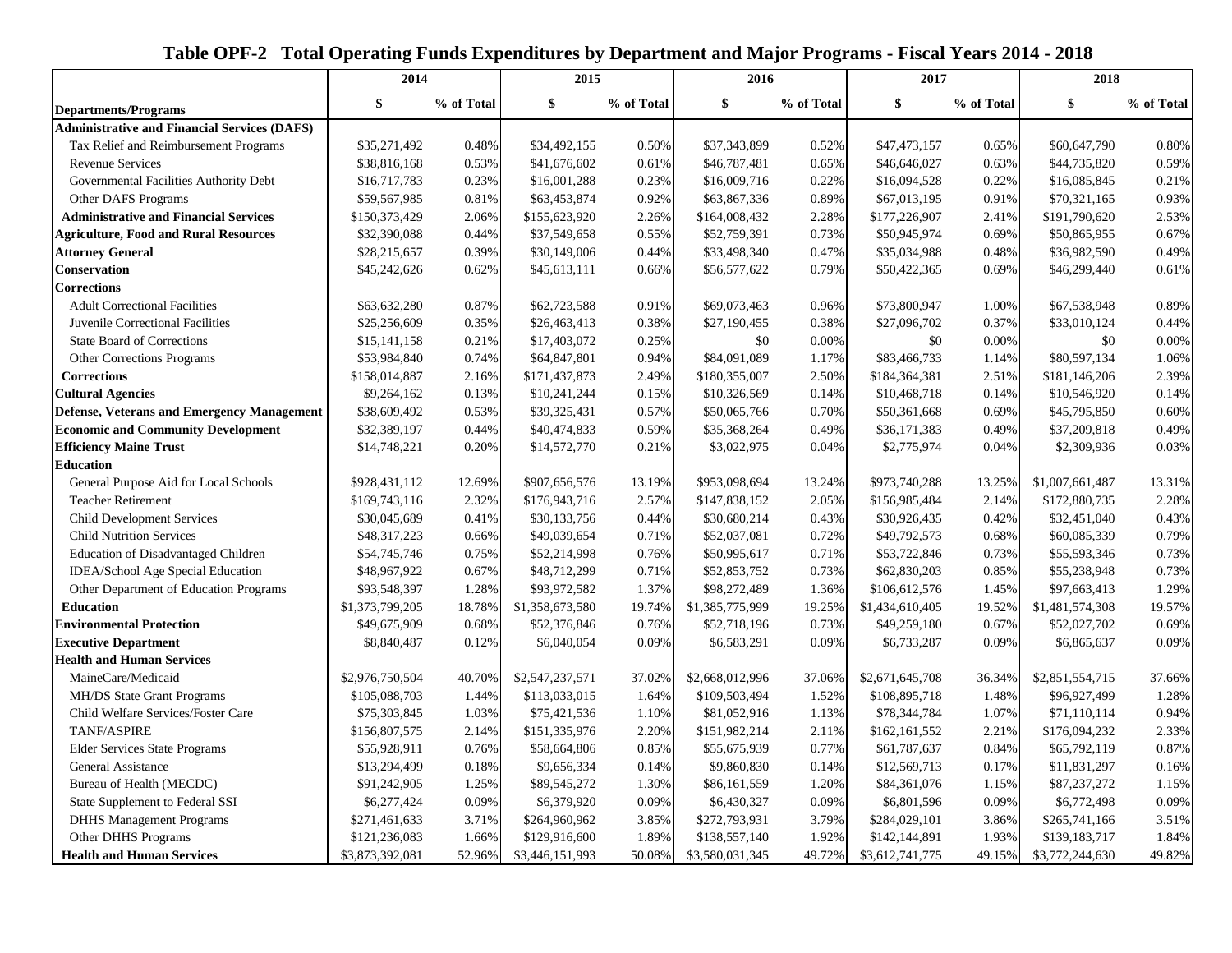# Table OPF-2 Total Operating Funds Expenditures by Department and Major Programs - Fiscal Years 2014 - 2018

| | 2014 | | 2015 | | 2016 | | 2017 | | 2018 | |
|---|---|---|---|---|---|---|---|---|---|---|
| **Departments/Programs** | $ | % of Total | $ | % of Total | $ | % of Total | $ | % of Total | $ | % of Total |
| **Administrative and Financial Services (DAFS)** | | | | | | | | | | |
| Tax Relief and Reimbursement Programs | $35,271,492 | 0.48% | $34,492,155 | 0.50% | $37,343,899 | 0.52% | $47,473,157 | 0.65% | $60,647,790 | 0.80% |
| Revenue Services | $38,816,168 | 0.53% | $41,676,602 | 0.61% | $46,787,481 | 0.65% | $46,646,027 | 0.63% | $44,735,820 | 0.59% |
| Governmental Facilities Authority Debt | $16,717,783 | 0.23% | $16,001,288 | 0.23% | $16,009,716 | 0.22% | $16,094,528 | 0.22% | $16,085,845 | 0.21% |
| Other DAFS Programs | $59,567,985 | 0.81% | $63,453,874 | 0.92% | $63,867,336 | 0.89% | $67,013,195 | 0.91% | $70,321,165 | 0.93% |
| **Administrative and Financial Services** | $150,373,429 | 2.06% | $155,623,920 | 2.26% | $164,008,432 | 2.28% | $177,226,907 | 2.41% | $191,790,620 | 2.53% |
| **Agriculture, Food and Rural Resources** | $32,390,088 | 0.44% | $37,549,658 | 0.55% | $52,759,391 | 0.73% | $50,945,974 | 0.69% | $50,865,955 | 0.67% |
| **Attorney General** | $28,215,657 | 0.39% | $30,149,006 | 0.44% | $33,498,340 | 0.47% | $35,034,988 | 0.48% | $36,982,590 | 0.49% |
| **Conservation** | $45,242,626 | 0.62% | $45,613,111 | 0.66% | $56,577,622 | 0.79% | $50,422,365 | 0.69% | $46,299,440 | 0.61% |
| **Corrections** | | | | | | | | | | |
| Adult Correctional Facilities | $63,632,280 | 0.87% | $62,723,588 | 0.91% | $69,073,463 | 0.96% | $73,800,947 | 1.00% | $67,538,948 | 0.89% |
| Juvenile Correctional Facilities | $25,256,609 | 0.35% | $26,463,413 | 0.38% | $27,190,455 | 0.38% | $27,096,702 | 0.37% | $33,010,124 | 0.44% |
| State Board of Corrections | $15,141,158 | 0.21% | $17,403,072 | 0.25% | $0 | 0.00% | $0 | 0.00% | $0 | 0.00% |
| Other Corrections Programs | $53,984,840 | 0.74% | $64,847,801 | 0.94% | $84,091,089 | 1.17% | $83,466,733 | 1.14% | $80,597,134 | 1.06% |
| **Corrections** | $158,014,887 | 2.16% | $171,437,873 | 2.49% | $180,355,007 | 2.50% | $184,364,381 | 2.51% | $181,146,206 | 2.39% |
| **Cultural Agencies** | $9,264,162 | 0.13% | $10,241,244 | 0.15% | $10,326,569 | 0.14% | $10,468,718 | 0.14% | $10,546,920 | 0.14% |
| **Defense, Veterans and Emergency Management** | $38,609,492 | 0.53% | $39,325,431 | 0.57% | $50,065,766 | 0.70% | $50,361,668 | 0.69% | $45,795,850 | 0.60% |
| **Economic and Community Development** | $32,389,197 | 0.44% | $40,474,833 | 0.59% | $35,368,264 | 0.49% | $36,171,383 | 0.49% | $37,209,818 | 0.49% |
| **Efficiency Maine Trust** | $14,748,221 | 0.20% | $14,572,770 | 0.21% | $3,022,975 | 0.04% | $2,775,974 | 0.04% | $2,309,936 | 0.03% |
| **Education** | | | | | | | | | | |
| General Purpose Aid for Local Schools | $928,431,112 | 12.69% | $907,656,576 | 13.19% | $953,098,694 | 13.24% | $973,740,288 | 13.25% | $1,007,661,487 | 13.31% |
| Teacher Retirement | $169,743,116 | 2.32% | $176,943,716 | 2.57% | $147,838,152 | 2.05% | $156,985,484 | 2.14% | $172,880,735 | 2.28% |
| Child Development Services | $30,045,689 | 0.41% | $30,133,756 | 0.44% | $30,680,214 | 0.43% | $30,926,435 | 0.42% | $32,451,040 | 0.43% |
| Child Nutrition Services | $48,317,223 | 0.66% | $49,039,654 | 0.71% | $52,037,081 | 0.72% | $49,792,573 | 0.68% | $60,085,339 | 0.79% |
| Education of Disadvantaged Children | $54,745,746 | 0.75% | $52,214,998 | 0.76% | $50,995,617 | 0.71% | $53,722,846 | 0.73% | $55,593,346 | 0.73% |
| IDEA/School Age Special Education | $48,967,922 | 0.67% | $48,712,299 | 0.71% | $52,853,752 | 0.73% | $62,830,203 | 0.85% | $55,238,948 | 0.73% |
| Other Department of Education Programs | $93,548,397 | 1.28% | $93,972,582 | 1.37% | $98,272,489 | 1.36% | $106,612,576 | 1.45% | $97,663,413 | 1.29% |
| **Education** | $1,373,799,205 | 18.78% | $1,358,673,580 | 19.74% | $1,385,775,999 | 19.25% | $1,434,610,405 | 19.52% | $1,481,574,308 | 19.57% |
| **Environmental Protection** | $49,675,909 | 0.68% | $52,376,846 | 0.76% | $52,718,196 | 0.73% | $49,259,180 | 0.67% | $52,027,702 | 0.69% |
| **Executive Department** | $8,840,487 | 0.12% | $6,040,054 | 0.09% | $6,583,291 | 0.09% | $6,733,287 | 0.09% | $6,865,637 | 0.09% |
| **Health and Human Services** | | | | | | | | | | |
| MaineCare/Medicaid | $2,976,750,504 | 40.70% | $2,547,237,571 | 37.02% | $2,668,012,996 | 37.06% | $2,671,645,708 | 36.34% | $2,851,554,715 | 37.66% |
| MH/DS State Grant Programs | $105,088,703 | 1.44% | $113,033,015 | 1.64% | $109,503,494 | 1.52% | $108,895,718 | 1.48% | $96,927,499 | 1.28% |
| Child Welfare Services/Foster Care | $75,303,845 | 1.03% | $75,421,536 | 1.10% | $81,052,916 | 1.13% | $78,344,784 | 1.07% | $71,110,114 | 0.94% |
| TANF/ASPIRE | $156,807,575 | 2.14% | $151,335,976 | 2.20% | $151,982,214 | 2.11% | $162,161,552 | 2.21% | $176,094,232 | 2.33% |
| Elder Services State Programs | $55,928,911 | 0.76% | $58,664,806 | 0.85% | $55,675,939 | 0.77% | $61,787,637 | 0.84% | $65,792,119 | 0.87% |
| General Assistance | $13,294,499 | 0.18% | $9,656,334 | 0.14% | $9,860,830 | 0.14% | $12,569,713 | 0.17% | $11,831,297 | 0.16% |
| Bureau of Health (MECDC) | $91,242,905 | 1.25% | $89,545,272 | 1.30% | $86,161,559 | 1.20% | $84,361,076 | 1.15% | $87,237,272 | 1.15% |
| State Supplement to Federal SSI | $6,277,424 | 0.09% | $6,379,920 | 0.09% | $6,430,327 | 0.09% | $6,801,596 | 0.09% | $6,772,498 | 0.09% |
| DHHS Management Programs | $271,461,633 | 3.71% | $264,960,962 | 3.85% | $272,793,931 | 3.79% | $284,029,101 | 3.86% | $265,741,166 | 3.51% |
| Other DHHS Programs | $121,236,083 | 1.66% | $129,916,600 | 1.89% | $138,557,140 | 1.92% | $142,144,891 | 1.93% | $139,183,717 | 1.84% |
| **Health and Human Services** | $3,873,392,081 | 52.96% | $3,446,151,993 | 50.08% | $3,580,031,345 | 49.72% | $3,612,741,775 | 49.15% | $3,772,244,630 | 49.82% |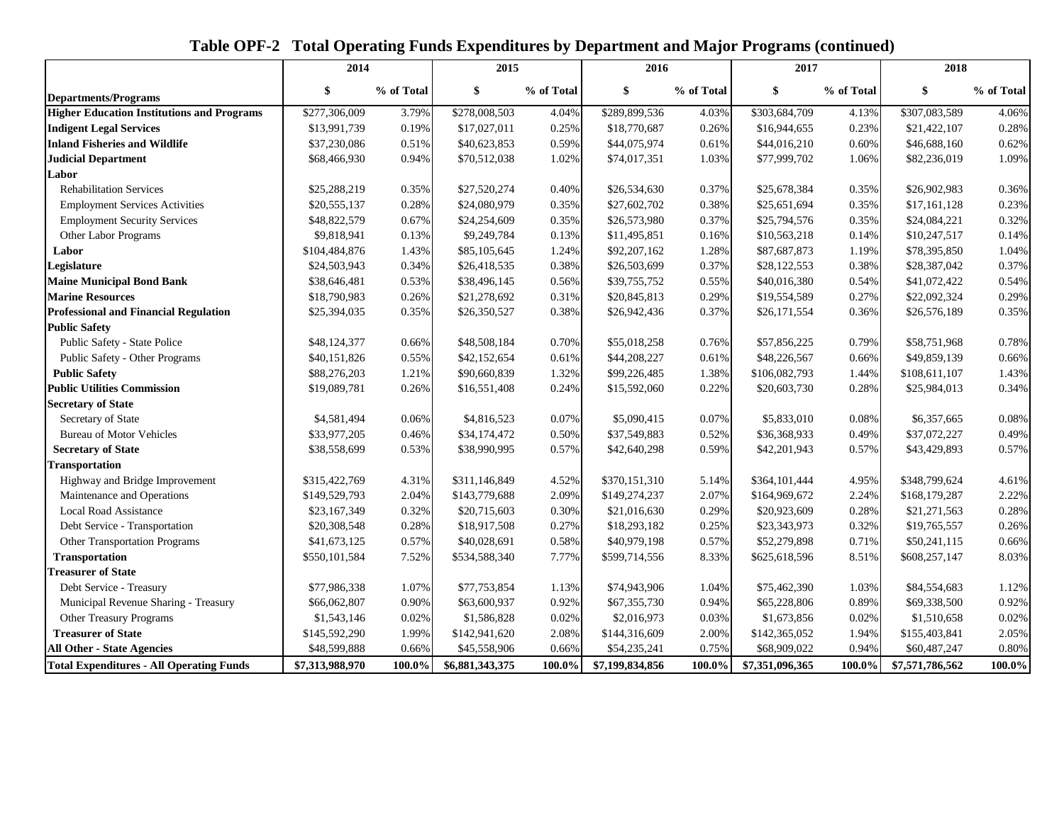# Table OPF-2 Total Operating Funds Expenditures by Department and Major Programs (continued)

| Departments/Programs | 2014 | | 2015 | | 2016 | | 2017 | | 2018 | |
|---|---|---|---|---|---|---|---|---|---|---|
| | $ | % of Total | $ | % of Total | $ | % of Total | $ | % of Total | $ | % of Total |
| **Higher Education Institutions and Programs** | $277,306,009 | 3.79% | $278,008,503 | 4.04% | $289,899,536 | 4.03% | $303,684,709 | 4.13% | $307,083,589 | 4.06% |
| **Indigent Legal Services** | $13,991,739 | 0.19% | $17,027,011 | 0.25% | $18,770,687 | 0.26% | $16,944,655 | 0.23% | $21,422,107 | 0.28% |
| **Inland Fisheries and Wildlife** | $37,230,086 | 0.51% | $40,623,853 | 0.59% | $44,075,974 | 0.61% | $44,016,210 | 0.60% | $46,688,160 | 0.62% |
| **Judicial Department** | $68,466,930 | 0.94% | $70,512,038 | 1.02% | $74,017,351 | 1.03% | $77,999,702 | 1.06% | $82,236,019 | 1.09% |
| **Labor** | | | | | | | | | | |
| Rehabilitation Services | $25,288,219 | 0.35% | $27,520,274 | 0.40% | $26,534,630 | 0.37% | $25,678,384 | 0.35% | $26,902,983 | 0.36% |
| Employment Services Activities | $20,555,137 | 0.28% | $24,080,979 | 0.35% | $27,602,702 | 0.38% | $25,651,694 | 0.35% | $17,161,128 | 0.23% |
| Employment Security Services | $48,822,579 | 0.67% | $24,254,609 | 0.35% | $26,573,980 | 0.37% | $25,794,576 | 0.35% | $24,084,221 | 0.32% |
| Other Labor Programs | $9,818,941 | 0.13% | $9,249,784 | 0.13% | $11,495,851 | 0.16% | $10,563,218 | 0.14% | $10,247,517 | 0.14% |
| **Labor** | $104,484,876 | 1.43% | $85,105,645 | 1.24% | $92,207,162 | 1.28% | $87,687,873 | 1.19% | $78,395,850 | 1.04% |
| **Legislature** | $24,503,943 | 0.34% | $26,418,535 | 0.38% | $26,503,699 | 0.37% | $28,122,553 | 0.38% | $28,387,042 | 0.37% |
| **Maine Municipal Bond Bank** | $38,646,481 | 0.53% | $38,496,145 | 0.56% | $39,755,752 | 0.55% | $40,016,380 | 0.54% | $41,072,422 | 0.54% |
| **Marine Resources** | $18,790,983 | 0.26% | $21,278,692 | 0.31% | $20,845,813 | 0.29% | $19,554,589 | 0.27% | $22,092,324 | 0.29% |
| **Professional and Financial Regulation** | $25,394,035 | 0.35% | $26,350,527 | 0.38% | $26,942,436 | 0.37% | $26,171,554 | 0.36% | $26,576,189 | 0.35% |
| **Public Safety** | | | | | | | | | | |
| Public Safety - State Police | $48,124,377 | 0.66% | $48,508,184 | 0.70% | $55,018,258 | 0.76% | $57,856,225 | 0.79% | $58,751,968 | 0.78% |
| Public Safety - Other Programs | $40,151,826 | 0.55% | $42,152,654 | 0.61% | $44,208,227 | 0.61% | $48,226,567 | 0.66% | $49,859,139 | 0.66% |
| **Public Safety** | $88,276,203 | 1.21% | $90,660,839 | 1.32% | $99,226,485 | 1.38% | $106,082,793 | 1.44% | $108,611,107 | 1.43% |
| **Public Utilities Commission** | $19,089,781 | 0.26% | $16,551,408 | 0.24% | $15,592,060 | 0.22% | $20,603,730 | 0.28% | $25,984,013 | 0.34% |
| **Secretary of State** | | | | | | | | | | |
| Secretary of State | $4,581,494 | 0.06% | $4,816,523 | 0.07% | $5,090,415 | 0.07% | $5,833,010 | 0.08% | $6,357,665 | 0.08% |
| Bureau of Motor Vehicles | $33,977,205 | 0.46% | $34,174,472 | 0.50% | $37,549,883 | 0.52% | $36,368,933 | 0.49% | $37,072,227 | 0.49% |
| **Secretary of State** | $38,558,699 | 0.53% | $38,990,995 | 0.57% | $42,640,298 | 0.59% | $42,201,943 | 0.57% | $43,429,893 | 0.57% |
| **Transportation** | | | | | | | | | | |
| Highway and Bridge Improvement | $315,422,769 | 4.31% | $311,146,849 | 4.52% | $370,151,310 | 5.14% | $364,101,444 | 4.95% | $348,799,624 | 4.61% |
| Maintenance and Operations | $149,529,793 | 2.04% | $143,779,688 | 2.09% | $149,274,237 | 2.07% | $164,969,672 | 2.24% | $168,179,287 | 2.22% |
| Local Road Assistance | $23,167,349 | 0.32% | $20,715,603 | 0.30% | $21,016,630 | 0.29% | $20,923,609 | 0.28% | $21,271,563 | 0.28% |
| Debt Service - Transportation | $20,308,548 | 0.28% | $18,917,508 | 0.27% | $18,293,182 | 0.25% | $23,343,973 | 0.32% | $19,765,557 | 0.26% |
| Other Transportation Programs | $41,673,125 | 0.57% | $40,028,691 | 0.58% | $40,979,198 | 0.57% | $52,279,898 | 0.71% | $50,241,115 | 0.66% |
| **Transportation** | $550,101,584 | 7.52% | $534,588,340 | 7.77% | $599,714,556 | 8.33% | $625,618,596 | 8.51% | $608,257,147 | 8.03% |
| **Treasurer of State** | | | | | | | | | | |
| Debt Service - Treasury | $77,986,338 | 1.07% | $77,753,854 | 1.13% | $74,943,906 | 1.04% | $75,462,390 | 1.03% | $84,554,683 | 1.12% |
| Municipal Revenue Sharing - Treasury | $66,062,807 | 0.90% | $63,600,937 | 0.92% | $67,355,730 | 0.94% | $65,228,806 | 0.89% | $69,338,500 | 0.92% |
| Other Treasury Programs | $1,543,146 | 0.02% | $1,586,828 | 0.02% | $2,016,973 | 0.03% | $1,673,856 | 0.02% | $1,510,658 | 0.02% |
| **Treasurer of State** | $145,592,290 | 1.99% | $142,941,620 | 2.08% | $144,316,609 | 2.00% | $142,365,052 | 1.94% | $155,403,841 | 2.05% |
| **All Other - State Agencies** | $48,599,888 | 0.66% | $45,558,906 | 0.66% | $54,235,241 | 0.75% | $68,909,022 | 0.94% | $60,487,247 | 0.80% |
| **Total Expenditures - All Operating Funds** | **$7,313,988,970** | **100.0%** | **$6,881,343,375** | **100.0%** | **$7,199,834,856** | **100.0%** | **$7,351,096,365** | **100.0%** | **$7,571,786,562** | **100.0%** |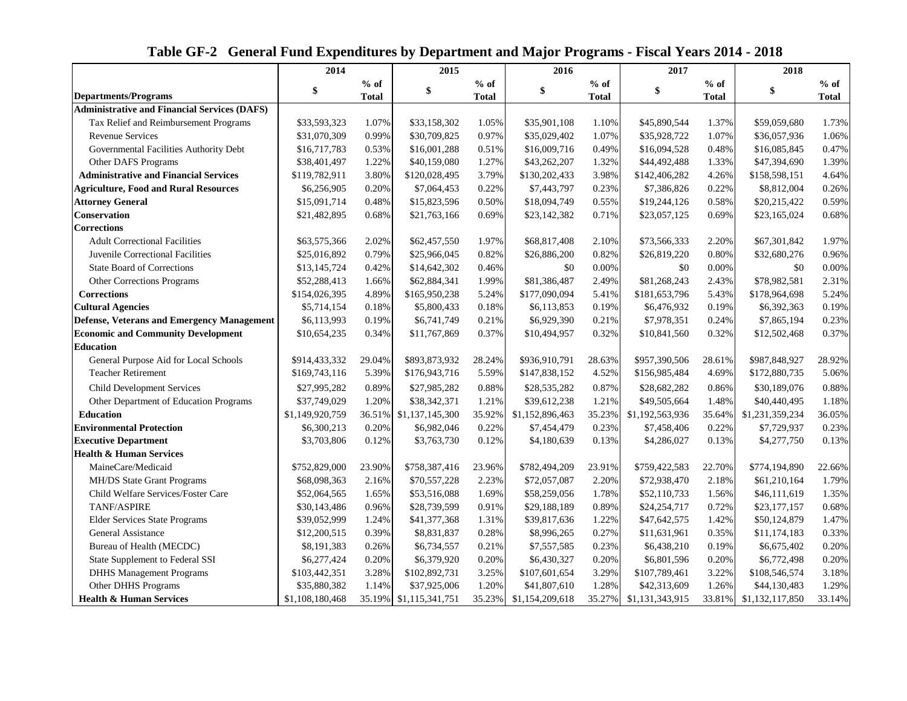## Table GF-2 General Fund Expenditures by Department and Major Programs - Fiscal Years 2014 - 2018

| Departments/Programs | 2014 | | 2015 | | 2016 | | 2017 | | 2018 | |
|---|---|---|---|---|---|---|---|---|---|---|
| | \$ | % of Total | \$ | % of Total | \$ | % of Total | \$ | % of Total | \$ | % of Total |
| **Administrative and Financial Services (DAFS)** | | | | | | | | | | |
| Tax Relief and Reimbursement Programs | $33,593,323 | 1.07% | $33,158,302 | 1.05% | $35,901,108 | 1.10% | $45,890,544 | 1.37% | $59,059,680 | 1.73% |
| Revenue Services | $31,070,309 | 0.99% | $30,709,825 | 0.97% | $35,029,402 | 1.07% | $35,928,722 | 1.07% | $36,057,936 | 1.06% |
| Governmental Facilities Authority Debt | $16,717,783 | 0.53% | $16,001,288 | 0.51% | $16,009,716 | 0.49% | $16,094,528 | 0.48% | $16,085,845 | 0.47% |
| Other DAFS Programs | $38,401,497 | 1.22% | $40,159,080 | 1.27% | $43,262,207 | 1.32% | $44,492,488 | 1.33% | $47,394,690 | 1.39% |
| **Administrative and Financial Services** | $119,782,911 | 3.80% | $120,028,495 | 3.79% | $130,202,433 | 3.98% | $142,406,282 | 4.26% | $158,598,151 | 4.64% |
| **Agriculture, Food and Rural Resources** | $6,256,905 | 0.20% | $7,064,453 | 0.22% | $7,443,797 | 0.23% | $7,386,826 | 0.22% | $8,812,004 | 0.26% |
| **Attorney General** | $15,091,714 | 0.48% | $15,823,596 | 0.50% | $18,094,749 | 0.55% | $19,244,126 | 0.58% | $20,215,422 | 0.59% |
| **Conservation** | $21,482,895 | 0.68% | $21,763,166 | 0.69% | $23,142,382 | 0.71% | $23,057,125 | 0.69% | $23,165,024 | 0.68% |
| **Corrections** | | | | | | | | | | |
| Adult Correctional Facilities | $63,575,366 | 2.02% | $62,457,550 | 1.97% | $68,817,408 | 2.10% | $73,566,333 | 2.20% | $67,301,842 | 1.97% |
| Juvenile Correctional Facilities | $25,016,892 | 0.79% | $25,966,045 | 0.82% | $26,886,200 | 0.82% | $26,819,220 | 0.80% | $32,680,276 | 0.96% |
| State Board of Corrections | $13,145,724 | 0.42% | $14,642,302 | 0.46% | $0 | 0.00% | $0 | 0.00% | $0 | 0.00% |
| Other Corrections Programs | $52,288,413 | 1.66% | $62,884,341 | 1.99% | $81,386,487 | 2.49% | $81,268,243 | 2.43% | $78,982,581 | 2.31% |
| **Corrections** | $154,026,395 | 4.89% | $165,950,238 | 5.24% | $177,090,094 | 5.41% | $181,653,796 | 5.43% | $178,964,698 | 5.24% |
| **Cultural Agencies** | $5,714,154 | 0.18% | $5,800,433 | 0.18% | $6,113,853 | 0.19% | $6,476,932 | 0.19% | $6,392,363 | 0.19% |
| **Defense, Veterans and Emergency Management** | $6,113,993 | 0.19% | $6,741,749 | 0.21% | $6,929,390 | 0.21% | $7,978,351 | 0.24% | $7,865,194 | 0.23% |
| **Economic and Community Development** | $10,654,235 | 0.34% | $11,767,869 | 0.37% | $10,494,957 | 0.32% | $10,841,560 | 0.32% | $12,502,468 | 0.37% |
| **Education** | | | | | | | | | | |
| General Purpose Aid for Local Schools | $914,433,332 | 29.04% | $893,873,932 | 28.24% | $936,910,791 | 28.63% | $957,390,506 | 28.61% | $987,848,927 | 28.92% |
| Teacher Retirement | $169,743,116 | 5.39% | $176,943,716 | 5.59% | $147,838,152 | 4.52% | $156,985,484 | 4.69% | $172,880,735 | 5.06% |
| Child Development Services | $27,995,282 | 0.89% | $27,985,282 | 0.88% | $28,535,282 | 0.87% | $28,682,282 | 0.86% | $30,189,076 | 0.88% |
| Other Department of Education Programs | $37,749,029 | 1.20% | $38,342,371 | 1.21% | $39,612,238 | 1.21% | $49,505,664 | 1.48% | $40,440,495 | 1.18% |
| **Education** | $1,149,920,759 | 36.51% | $1,137,145,300 | 35.92% | $1,152,896,463 | 35.23% | $1,192,563,936 | 35.64% | $1,231,359,234 | 36.05% |
| **Environmental Protection** | $6,300,213 | 0.20% | $6,982,046 | 0.22% | $7,454,479 | 0.23% | $7,458,406 | 0.22% | $7,729,937 | 0.23% |
| **Executive Department** | $3,703,806 | 0.12% | $3,763,730 | 0.12% | $4,180,639 | 0.13% | $4,286,027 | 0.13% | $4,277,750 | 0.13% |
| **Health & Human Services** | | | | | | | | | | |
| MaineCare/Medicaid | $752,829,000 | 23.90% | $758,387,416 | 23.96% | $782,494,209 | 23.91% | $759,422,583 | 22.70% | $774,194,890 | 22.66% |
| MH/DS State Grant Programs | $68,098,363 | 2.16% | $70,557,228 | 2.23% | $72,057,087 | 2.20% | $72,938,470 | 2.18% | $61,210,164 | 1.79% |
| Child Welfare Services/Foster Care | $52,064,565 | 1.65% | $53,516,088 | 1.69% | $58,259,056 | 1.78% | $52,110,733 | 1.56% | $46,111,619 | 1.35% |
| TANF/ASPIRE | $30,143,486 | 0.96% | $28,739,599 | 0.91% | $29,188,189 | 0.89% | $24,254,717 | 0.72% | $23,177,157 | 0.68% |
| Elder Services State Programs | $39,052,999 | 1.24% | $41,377,368 | 1.31% | $39,817,636 | 1.22% | $47,642,575 | 1.42% | $50,124,879 | 1.47% |
| General Assistance | $12,200,515 | 0.39% | $8,831,837 | 0.28% | $8,996,265 | 0.27% | $11,631,961 | 0.35% | $11,174,183 | 0.33% |
| Bureau of Health (MECDC) | $8,191,383 | 0.26% | $6,734,557 | 0.21% | $7,557,585 | 0.23% | $6,438,210 | 0.19% | $6,675,402 | 0.20% |
| State Supplement to Federal SSI | $6,277,424 | 0.20% | $6,379,920 | 0.20% | $6,430,327 | 0.20% | $6,801,596 | 0.20% | $6,772,498 | 0.20% |
| DHHS Management Programs | $103,442,351 | 3.28% | $102,892,731 | 3.25% | $107,601,654 | 3.29% | $107,789,461 | 3.22% | $108,546,574 | 3.18% |
| Other DHHS Programs | $35,880,382 | 1.14% | $37,925,006 | 1.20% | $41,807,610 | 1.28% | $42,313,609 | 1.26% | $44,130,483 | 1.29% |
| **Health & Human Services** | $1,108,180,468 | 35.19% | $1,115,341,751 | 35.23% | $1,154,209,618 | 35.27% | $1,131,343,915 | 33.81% | $1,132,117,850 | 33.14% |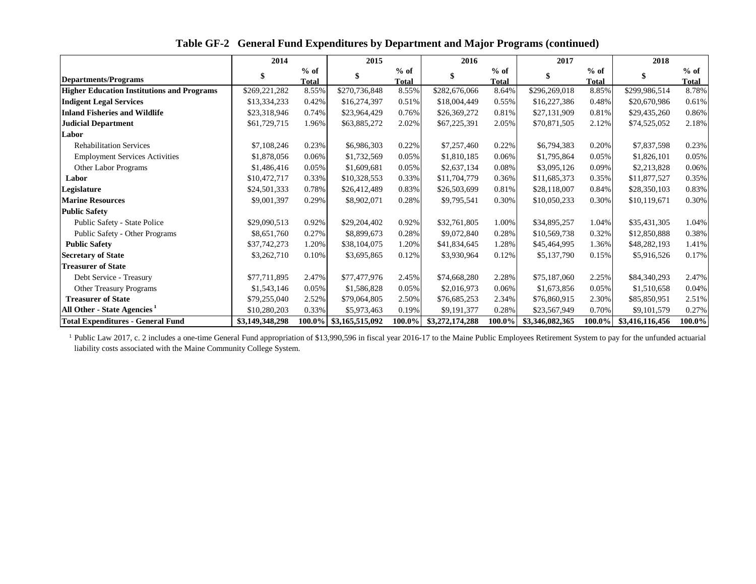## Table GF-2 General Fund Expenditures by Department and Major Programs (continued)

| Departments/Programs | 2014 | | 2015 | | 2016 | | 2017 | | 2018 | |
|---|---|---|---|---|---|---|---|---|---|---|
| | $ | % of Total | $ | % of Total | $ | % of Total | $ | % of Total | $ | % of Total |
| **Higher Education Institutions and Programs** | $269,221,282 | 8.55% | $270,736,848 | 8.55% | $282,676,066 | 8.64% | $296,269,018 | 8.85% | $299,986,514 | 8.78% |
| **Indigent Legal Services** | $13,334,233 | 0.42% | $16,274,397 | 0.51% | $18,004,449 | 0.55% | $16,227,386 | 0.48% | $20,670,986 | 0.61% |
| **Inland Fisheries and Wildlife** | $23,318,946 | 0.74% | $23,964,429 | 0.76% | $26,369,272 | 0.81% | $27,131,909 | 0.81% | $29,435,260 | 0.86% |
| **Judicial Department** | $61,729,715 | 1.96% | $63,885,272 | 2.02% | $67,225,391 | 2.05% | $70,871,505 | 2.12% | $74,525,052 | 2.18% |
| **Labor** | | | | | | | | | | |
| Rehabilitation Services | $7,108,246 | 0.23% | $6,986,303 | 0.22% | $7,257,460 | 0.22% | $6,794,383 | 0.20% | $7,837,598 | 0.23% |
| Employment Services Activities | $1,878,056 | 0.06% | $1,732,569 | 0.05% | $1,810,185 | 0.06% | $1,795,864 | 0.05% | $1,826,101 | 0.05% |
| Other Labor Programs | $1,486,416 | 0.05% | $1,609,681 | 0.05% | $2,637,134 | 0.08% | $3,095,126 | 0.09% | $2,213,828 | 0.06% |
| **Labor** | $10,472,717 | 0.33% | $10,328,553 | 0.33% | $11,704,779 | 0.36% | $11,685,373 | 0.35% | $11,877,527 | 0.35% |
| **Legislature** | $24,501,333 | 0.78% | $26,412,489 | 0.83% | $26,503,699 | 0.81% | $28,118,007 | 0.84% | $28,350,103 | 0.83% |
| **Marine Resources** | $9,001,397 | 0.29% | $8,902,071 | 0.28% | $9,795,541 | 0.30% | $10,050,233 | 0.30% | $10,119,671 | 0.30% |
| **Public Safety** | | | | | | | | | | |
| Public Safety - State Police | $29,090,513 | 0.92% | $29,204,402 | 0.92% | $32,761,805 | 1.00% | $34,895,257 | 1.04% | $35,431,305 | 1.04% |
| Public Safety - Other Programs | $8,651,760 | 0.27% | $8,899,673 | 0.28% | $9,072,840 | 0.28% | $10,569,738 | 0.32% | $12,850,888 | 0.38% |
| **Public Safety** | $37,742,273 | 1.20% | $38,104,075 | 1.20% | $41,834,645 | 1.28% | $45,464,995 | 1.36% | $48,282,193 | 1.41% |
| **Secretary of State** | $3,262,710 | 0.10% | $3,695,865 | 0.12% | $3,930,964 | 0.12% | $5,137,790 | 0.15% | $5,916,526 | 0.17% |
| **Treasurer of State** | | | | | | | | | | |
| Debt Service - Treasury | $77,711,895 | 2.47% | $77,477,976 | 2.45% | $74,668,280 | 2.28% | $75,187,060 | 2.25% | $84,340,293 | 2.47% |
| Other Treasury Programs | $1,543,146 | 0.05% | $1,586,828 | 0.05% | $2,016,973 | 0.06% | $1,673,856 | 0.05% | $1,510,658 | 0.04% |
| **Treasurer of State** | $79,255,040 | 2.52% | $79,064,805 | 2.50% | $76,685,253 | 2.34% | $76,860,915 | 2.30% | $85,850,951 | 2.51% |
| **All Other - State Agencies [1]** | $10,280,203 | 0.33% | $5,973,463 | 0.19% | $9,191,377 | 0.28% | $23,567,949 | 0.70% | $9,101,579 | 0.27% |
| **Total Expenditures - General Fund** | **$3,149,348,298** | **100.0%** | **$3,165,515,092** | **100.0%** | **$3,272,174,288** | **100.0%** | **$3,346,082,365** | **100.0%** | **$3,416,116,456** | **100.0%** |

[1] Public Law 2017, c. 2 includes a one-time General Fund appropriation of $13,990,596 in fiscal year 2016-17 to the Maine Public Employees Retirement System to pay for the unfunded actuarial liability costs associated with the Maine Community College System.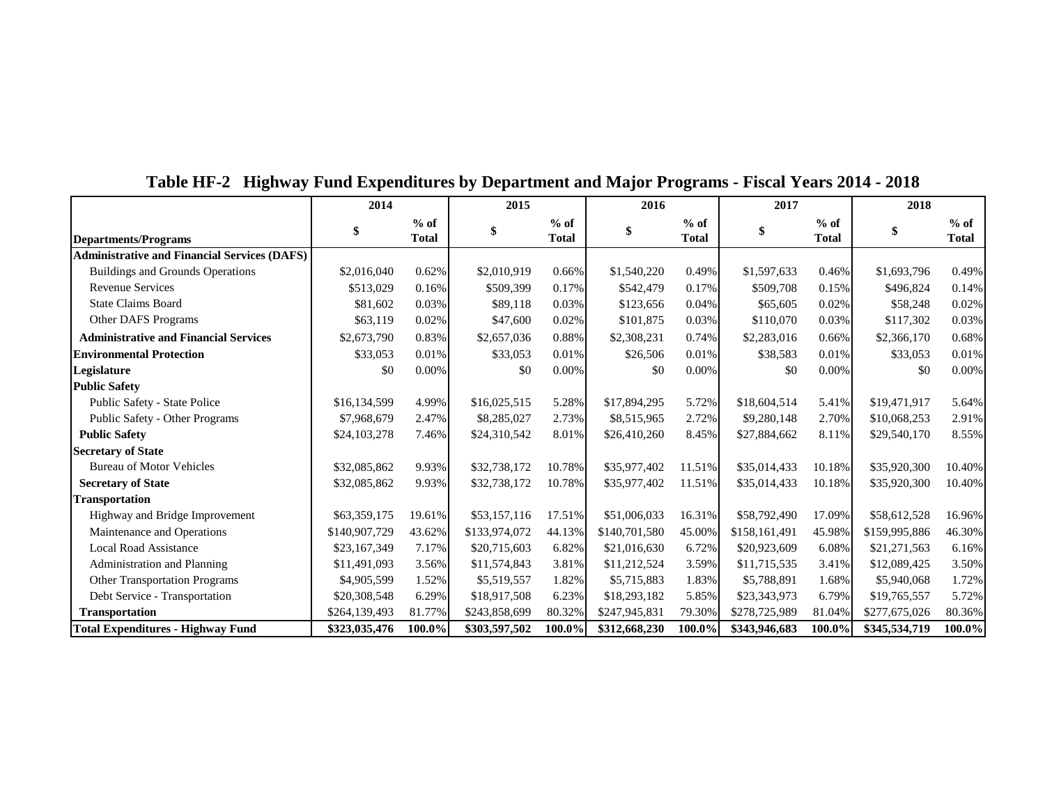# Table HF-2 Highway Fund Expenditures by Department and Major Programs - Fiscal Years 2014 - 2018

| Departments/Programs | 2014 | | 2015 | | 2016 | | 2017 | | 2018 | |
|---|---|---|---|---|---|---|---|---|---|---|
| | $ | % of Total | $ | % of Total | $ | % of Total | $ | % of Total | $ | % of Total |
| **Administrative and Financial Services (DAFS)** | | | | | | | | | | |
| Buildings and Grounds Operations | $2,016,040 | 0.62% | $2,010,919 | 0.66% | $1,540,220 | 0.49% | $1,597,633 | 0.46% | $1,693,796 | 0.49% |
| Revenue Services | $513,029 | 0.16% | $509,399 | 0.17% | $542,479 | 0.17% | $509,708 | 0.15% | $496,824 | 0.14% |
| State Claims Board | $81,602 | 0.03% | $89,118 | 0.03% | $123,656 | 0.04% | $65,605 | 0.02% | $58,248 | 0.02% |
| Other DAFS Programs | $63,119 | 0.02% | $47,600 | 0.02% | $101,875 | 0.03% | $110,070 | 0.03% | $117,302 | 0.03% |
| **Administrative and Financial Services** | $2,673,790 | 0.83% | $2,657,036 | 0.88% | $2,308,231 | 0.74% | $2,283,016 | 0.66% | $2,366,170 | 0.68% |
| **Environmental Protection** | $33,053 | 0.01% | $33,053 | 0.01% | $26,506 | 0.01% | $38,583 | 0.01% | $33,053 | 0.01% |
| **Legislature** | $0 | 0.00% | $0 | 0.00% | $0 | 0.00% | $0 | 0.00% | $0 | 0.00% |
| **Public Safety** | | | | | | | | | | |
| Public Safety - State Police | $16,134,599 | 4.99% | $16,025,515 | 5.28% | $17,894,295 | 5.72% | $18,604,514 | 5.41% | $19,471,917 | 5.64% |
| Public Safety - Other Programs | $7,968,679 | 2.47% | $8,285,027 | 2.73% | $8,515,965 | 2.72% | $9,280,148 | 2.70% | $10,068,253 | 2.91% |
| **Public Safety** | $24,103,278 | 7.46% | $24,310,542 | 8.01% | $26,410,260 | 8.45% | $27,884,662 | 8.11% | $29,540,170 | 8.55% |
| **Secretary of State** | | | | | | | | | | |
| Bureau of Motor Vehicles | $32,085,862 | 9.93% | $32,738,172 | 10.78% | $35,977,402 | 11.51% | $35,014,433 | 10.18% | $35,920,300 | 10.40% |
| **Secretary of State** | $32,085,862 | 9.93% | $32,738,172 | 10.78% | $35,977,402 | 11.51% | $35,014,433 | 10.18% | $35,920,300 | 10.40% |
| **Transportation** | | | | | | | | | | |
| Highway and Bridge Improvement | $63,359,175 | 19.61% | $53,157,116 | 17.51% | $51,006,033 | 16.31% | $58,792,490 | 17.09% | $58,612,528 | 16.96% |
| Maintenance and Operations | $140,907,729 | 43.62% | $133,974,072 | 44.13% | $140,701,580 | 45.00% | $158,161,491 | 45.98% | $159,995,886 | 46.30% |
| Local Road Assistance | $23,167,349 | 7.17% | $20,715,603 | 6.82% | $21,016,630 | 6.72% | $20,923,609 | 6.08% | $21,271,563 | 6.16% |
| Administration and Planning | $11,491,093 | 3.56% | $11,574,843 | 3.81% | $11,212,524 | 3.59% | $11,715,535 | 3.41% | $12,089,425 | 3.50% |
| Other Transportation Programs | $4,905,599 | 1.52% | $5,519,557 | 1.82% | $5,715,883 | 1.83% | $5,788,891 | 1.68% | $5,940,068 | 1.72% |
| Debt Service - Transportation | $20,308,548 | 6.29% | $18,917,508 | 6.23% | $18,293,182 | 5.85% | $23,343,973 | 6.79% | $19,765,557 | 5.72% |
| **Transportation** | $264,139,493 | 81.77% | $243,858,699 | 80.32% | $247,945,831 | 79.30% | $278,725,989 | 81.04% | $277,675,026 | 80.36% |
| **Total Expenditures - Highway Fund** | **$323,035,476** | **100.0%** | **$303,597,502** | **100.0%** | **$312,668,230** | **100.0%** | **$343,946,683** | **100.0%** | **$345,534,719** | **100.0%** |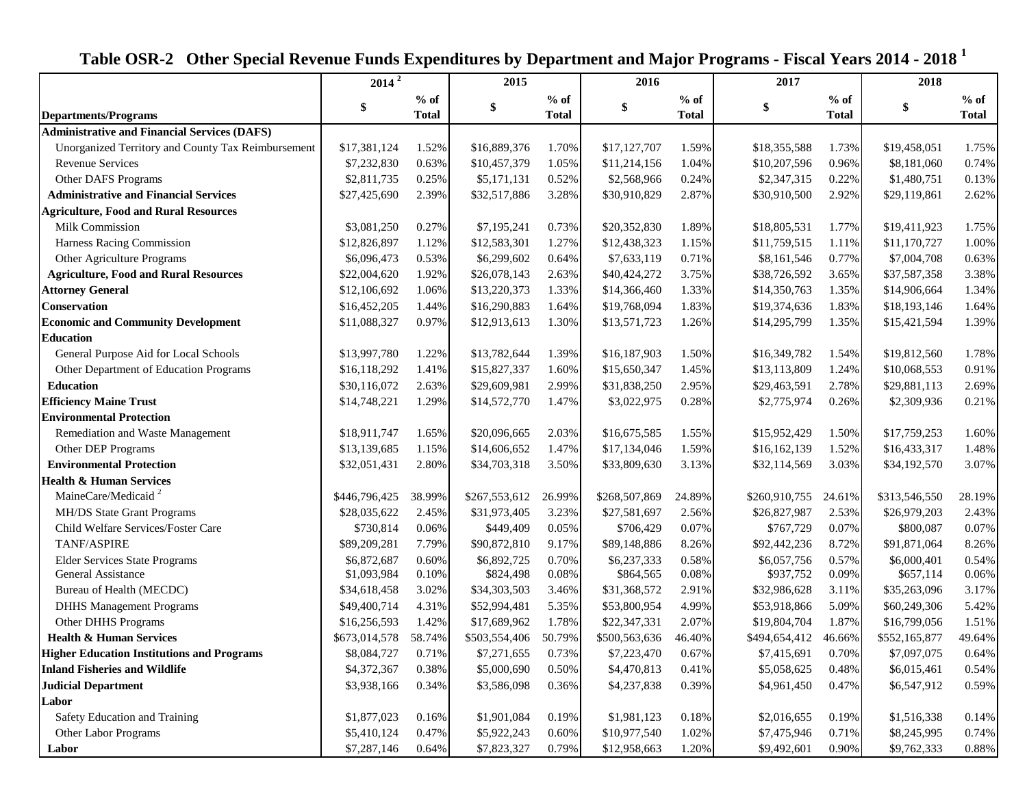# Table OSR-2 Other Special Revenue Funds Expenditures by Department and Major Programs - Fiscal Years 2014 - 2018 [1]

| Departments/Programs | 2014 [2] | | 2015 | | 2016 | | 2017 | | 2018 | |
|---|---|---|---|---|---|---|---|---|---|---|
| | $ | % of Total | $ | % of Total | $ | % of Total | $ | % of Total | $ | % of Total |
| **Administrative and Financial Services (DAFS)** | | | | | | | | | | |
| Unorganized Territory and County Tax Reimbursement | $17,381,124 | 1.52% | $16,889,376 | 1.70% | $17,127,707 | 1.59% | $18,355,588 | 1.73% | $19,458,051 | 1.75% |
| Revenue Services | $7,232,830 | 0.63% | $10,457,379 | 1.05% | $11,214,156 | 1.04% | $10,207,596 | 0.96% | $8,181,060 | 0.74% |
| Other DAFS Programs | $2,811,735 | 0.25% | $5,171,131 | 0.52% | $2,568,966 | 0.24% | $2,347,315 | 0.22% | $1,480,751 | 0.13% |
| **Administrative and Financial Services** | $27,425,690 | 2.39% | $32,517,886 | 3.28% | $30,910,829 | 2.87% | $30,910,500 | 2.92% | $29,119,861 | 2.62% |
| **Agriculture, Food and Rural Resources** | | | | | | | | | | |
| Milk Commission | $3,081,250 | 0.27% | $7,195,241 | 0.73% | $20,352,830 | 1.89% | $18,805,531 | 1.77% | $19,411,923 | 1.75% |
| Harness Racing Commission | $12,826,897 | 1.12% | $12,583,301 | 1.27% | $12,438,323 | 1.15% | $11,759,515 | 1.11% | $11,170,727 | 1.00% |
| Other Agriculture Programs | $6,096,473 | 0.53% | $6,299,602 | 0.64% | $7,633,119 | 0.71% | $8,161,546 | 0.77% | $7,004,708 | 0.63% |
| **Agriculture, Food and Rural Resources** | $22,004,620 | 1.92% | $26,078,143 | 2.63% | $40,424,272 | 3.75% | $38,726,592 | 3.65% | $37,587,358 | 3.38% |
| **Attorney General** | $12,106,692 | 1.06% | $13,220,373 | 1.33% | $14,366,460 | 1.33% | $14,350,763 | 1.35% | $14,906,664 | 1.34% |
| **Conservation** | $16,452,205 | 1.44% | $16,290,883 | 1.64% | $19,768,094 | 1.83% | $19,374,636 | 1.83% | $18,193,146 | 1.64% |
| **Economic and Community Development** | $11,088,327 | 0.97% | $12,913,613 | 1.30% | $13,571,723 | 1.26% | $14,295,799 | 1.35% | $15,421,594 | 1.39% |
| **Education** | | | | | | | | | | |
| General Purpose Aid for Local Schools | $13,997,780 | 1.22% | $13,782,644 | 1.39% | $16,187,903 | 1.50% | $16,349,782 | 1.54% | $19,812,560 | 1.78% |
| Other Department of Education Programs | $16,118,292 | 1.41% | $15,827,337 | 1.60% | $15,650,347 | 1.45% | $13,113,809 | 1.24% | $10,068,553 | 0.91% |
| **Education** | $30,116,072 | 2.63% | $29,609,981 | 2.99% | $31,838,250 | 2.95% | $29,463,591 | 2.78% | $29,881,113 | 2.69% |
| **Efficiency Maine Trust** | $14,748,221 | 1.29% | $14,572,770 | 1.47% | $3,022,975 | 0.28% | $2,775,974 | 0.26% | $2,309,936 | 0.21% |
| **Environmental Protection** | | | | | | | | | | |
| Remediation and Waste Management | $18,911,747 | 1.65% | $20,096,665 | 2.03% | $16,675,585 | 1.55% | $15,952,429 | 1.50% | $17,759,253 | 1.60% |
| Other DEP Programs | $13,139,685 | 1.15% | $14,606,652 | 1.47% | $17,134,046 | 1.59% | $16,162,139 | 1.52% | $16,433,317 | 1.48% |
| **Environmental Protection** | $32,051,431 | 2.80% | $34,703,318 | 3.50% | $33,809,630 | 3.13% | $32,114,569 | 3.03% | $34,192,570 | 3.07% |
| **Health & Human Services** | | | | | | | | | | |
| MaineCare/Medicaid [2] | $446,796,425 | 38.99% | $267,553,612 | 26.99% | $268,507,869 | 24.89% | $260,910,755 | 24.61% | $313,546,550 | 28.19% |
| MH/DS State Grant Programs | $28,035,622 | 2.45% | $31,973,405 | 3.23% | $27,581,697 | 2.56% | $26,827,987 | 2.53% | $26,979,203 | 2.43% |
| Child Welfare Services/Foster Care | $730,814 | 0.06% | $449,409 | 0.05% | $706,429 | 0.07% | $767,729 | 0.07% | $800,087 | 0.07% |
| TANF/ASPIRE | $89,209,281 | 7.79% | $90,872,810 | 9.17% | $89,148,886 | 8.26% | $92,442,236 | 8.72% | $91,871,064 | 8.26% |
| Elder Services State Programs | $6,872,687 | 0.60% | $6,892,725 | 0.70% | $6,237,333 | 0.58% | $6,057,756 | 0.57% | $6,000,401 | 0.54% |
| General Assistance | $1,093,984 | 0.10% | $824,498 | 0.08% | $864,565 | 0.08% | $937,752 | 0.09% | $657,114 | 0.06% |
| Bureau of Health (MECDC) | $34,618,458 | 3.02% | $34,303,503 | 3.46% | $31,368,572 | 2.91% | $32,986,628 | 3.11% | $35,263,096 | 3.17% |
| DHHS Management Programs | $49,400,714 | 4.31% | $52,994,481 | 5.35% | $53,800,954 | 4.99% | $53,918,866 | 5.09% | $60,249,306 | 5.42% |
| Other DHHS Programs | $16,256,593 | 1.42% | $17,689,962 | 1.78% | $22,347,331 | 2.07% | $19,804,704 | 1.87% | $16,799,056 | 1.51% |
| **Health & Human Services** | $673,014,578 | 58.74% | $503,554,406 | 50.79% | $500,563,636 | 46.40% | $494,654,412 | 46.66% | $552,165,877 | 49.64% |
| **Higher Education Institutions and Programs** | $8,084,727 | 0.71% | $7,271,655 | 0.73% | $7,223,470 | 0.67% | $7,415,691 | 0.70% | $7,097,075 | 0.64% |
| **Inland Fisheries and Wildlife** | $4,372,367 | 0.38% | $5,000,690 | 0.50% | $4,470,813 | 0.41% | $5,058,625 | 0.48% | $6,015,461 | 0.54% |
| **Judicial Department** | $3,938,166 | 0.34% | $3,586,098 | 0.36% | $4,237,838 | 0.39% | $4,961,450 | 0.47% | $6,547,912 | 0.59% |
| **Labor** | | | | | | | | | | |
| Safety Education and Training | $1,877,023 | 0.16% | $1,901,084 | 0.19% | $1,981,123 | 0.18% | $2,016,655 | 0.19% | $1,516,338 | 0.14% |
| Other Labor Programs | $5,410,124 | 0.47% | $5,922,243 | 0.60% | $10,977,540 | 1.02% | $7,475,946 | 0.71% | $8,245,995 | 0.74% |
| **Labor** | $7,287,146 | 0.64% | $7,823,327 | 0.79% | $12,958,663 | 1.20% | $9,492,601 | 0.90% | $9,762,333 | 0.88% |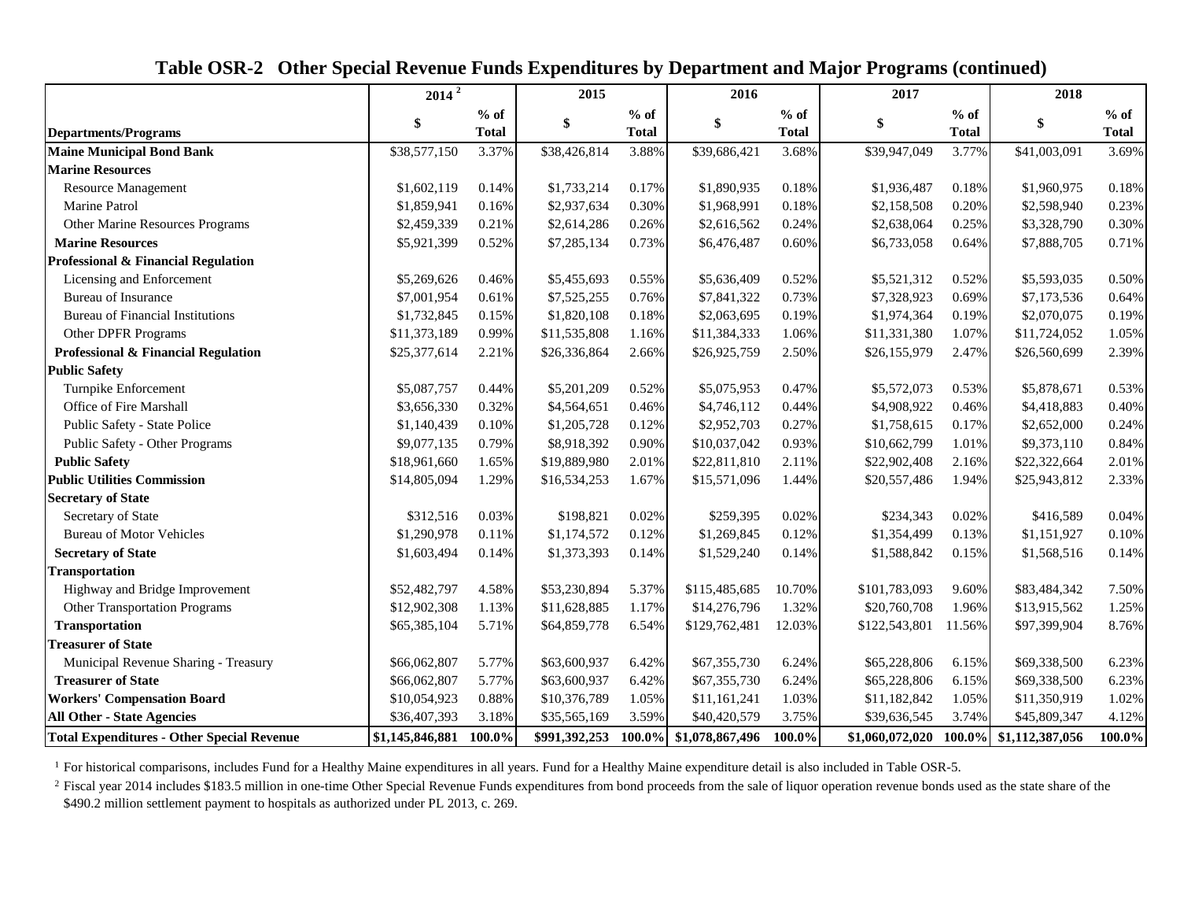# Table OSR-2 Other Special Revenue Funds Expenditures by Department and Major Programs (continued)

| Departments/Programs | 2014 [2] | | 2015 | | 2016 | | 2017 | | 2018 | |
|---|---|---|---|---|---|---|---|---|---|---|
| | $ | % of Total | $ | % of Total | $ | % of Total | $ | % of Total | $ | % of Total |
| **Maine Municipal Bond Bank** | $38,577,150 | 3.37% | $38,426,814 | 3.88% | $39,686,421 | 3.68% | $39,947,049 | 3.77% | $41,003,091 | 3.69% |
| **Marine Resources** | | | | | | | | | | |
| Resource Management | $1,602,119 | 0.14% | $1,733,214 | 0.17% | $1,890,935 | 0.18% | $1,936,487 | 0.18% | $1,960,975 | 0.18% |
| Marine Patrol | $1,859,941 | 0.16% | $2,937,634 | 0.30% | $1,968,991 | 0.18% | $2,158,508 | 0.20% | $2,598,940 | 0.23% |
| Other Marine Resources Programs | $2,459,339 | 0.21% | $2,614,286 | 0.26% | $2,616,562 | 0.24% | $2,638,064 | 0.25% | $3,328,790 | 0.30% |
| **Marine Resources** | $5,921,399 | 0.52% | $7,285,134 | 0.73% | $6,476,487 | 0.60% | $6,733,058 | 0.64% | $7,888,705 | 0.71% |
| **Professional & Financial Regulation** | | | | | | | | | | |
| Licensing and Enforcement | $5,269,626 | 0.46% | $5,455,693 | 0.55% | $5,636,409 | 0.52% | $5,521,312 | 0.52% | $5,593,035 | 0.50% |
| Bureau of Insurance | $7,001,954 | 0.61% | $7,525,255 | 0.76% | $7,841,322 | 0.73% | $7,328,923 | 0.69% | $7,173,536 | 0.64% |
| Bureau of Financial Institutions | $1,732,845 | 0.15% | $1,820,108 | 0.18% | $2,063,695 | 0.19% | $1,974,364 | 0.19% | $2,070,075 | 0.19% |
| Other DPFR Programs | $11,373,189 | 0.99% | $11,535,808 | 1.16% | $11,384,333 | 1.06% | $11,331,380 | 1.07% | $11,724,052 | 1.05% |
| **Professional & Financial Regulation** | $25,377,614 | 2.21% | $26,336,864 | 2.66% | $26,925,759 | 2.50% | $26,155,979 | 2.47% | $26,560,699 | 2.39% |
| **Public Safety** | | | | | | | | | | |
| Turnpike Enforcement | $5,087,757 | 0.44% | $5,201,209 | 0.52% | $5,075,953 | 0.47% | $5,572,073 | 0.53% | $5,878,671 | 0.53% |
| Office of Fire Marshall | $3,656,330 | 0.32% | $4,564,651 | 0.46% | $4,746,112 | 0.44% | $4,908,922 | 0.46% | $4,418,883 | 0.40% |
| Public Safety - State Police | $1,140,439 | 0.10% | $1,205,728 | 0.12% | $2,952,703 | 0.27% | $1,758,615 | 0.17% | $2,652,000 | 0.24% |
| Public Safety - Other Programs | $9,077,135 | 0.79% | $8,918,392 | 0.90% | $10,037,042 | 0.93% | $10,662,799 | 1.01% | $9,373,110 | 0.84% |
| **Public Safety** | $18,961,660 | 1.65% | $19,889,980 | 2.01% | $22,811,810 | 2.11% | $22,902,408 | 2.16% | $22,322,664 | 2.01% |
| **Public Utilities Commission** | $14,805,094 | 1.29% | $16,534,253 | 1.67% | $15,571,096 | 1.44% | $20,557,486 | 1.94% | $25,943,812 | 2.33% |
| **Secretary of State** | | | | | | | | | | |
| Secretary of State | $312,516 | 0.03% | $198,821 | 0.02% | $259,395 | 0.02% | $234,343 | 0.02% | $416,589 | 0.04% |
| Bureau of Motor Vehicles | $1,290,978 | 0.11% | $1,174,572 | 0.12% | $1,269,845 | 0.12% | $1,354,499 | 0.13% | $1,151,927 | 0.10% |
| **Secretary of State** | $1,603,494 | 0.14% | $1,373,393 | 0.14% | $1,529,240 | 0.14% | $1,588,842 | 0.15% | $1,568,516 | 0.14% |
| **Transportation** | | | | | | | | | | |
| Highway and Bridge Improvement | $52,482,797 | 4.58% | $53,230,894 | 5.37% | $115,485,685 | 10.70% | $101,783,093 | 9.60% | $83,484,342 | 7.50% |
| Other Transportation Programs | $12,902,308 | 1.13% | $11,628,885 | 1.17% | $14,276,796 | 1.32% | $20,760,708 | 1.96% | $13,915,562 | 1.25% |
| **Transportation** | $65,385,104 | 5.71% | $64,859,778 | 6.54% | $129,762,481 | 12.03% | $122,543,801 | 11.56% | $97,399,904 | 8.76% |
| **Treasurer of State** | | | | | | | | | | |
| Municipal Revenue Sharing - Treasury | $66,062,807 | 5.77% | $63,600,937 | 6.42% | $67,355,730 | 6.24% | $65,228,806 | 6.15% | $69,338,500 | 6.23% |
| **Treasurer of State** | $66,062,807 | 5.77% | $63,600,937 | 6.42% | $67,355,730 | 6.24% | $65,228,806 | 6.15% | $69,338,500 | 6.23% |
| **Workers' Compensation Board** | $10,054,923 | 0.88% | $10,376,789 | 1.05% | $11,161,241 | 1.03% | $11,182,842 | 1.05% | $11,350,919 | 1.02% |
| **All Other - State Agencies** | $36,407,393 | 3.18% | $35,565,169 | 3.59% | $40,420,579 | 3.75% | $39,636,545 | 3.74% | $45,809,347 | 4.12% |
| **Total Expenditures - Other Special Revenue** | **$1,145,846,881** | **100.0%** | **$991,392,253** | **100.0%** | **$1,078,867,496** | **100.0%** | **$1,060,072,020** | **100.0%** | **$1,112,387,056** | **100.0%** |

[1] For historical comparisons, includes Fund for a Healthy Maine expenditures in all years. Fund for a Healthy Maine expenditure detail is also included in Table OSR-5.

[2] Fiscal year 2014 includes $183.5 million in one-time Other Special Revenue Funds expenditures from bond proceeds from the sale of liquor operation revenue bonds used as the state share of the $490.2 million settlement payment to hospitals as authorized under PL 2013, c. 269.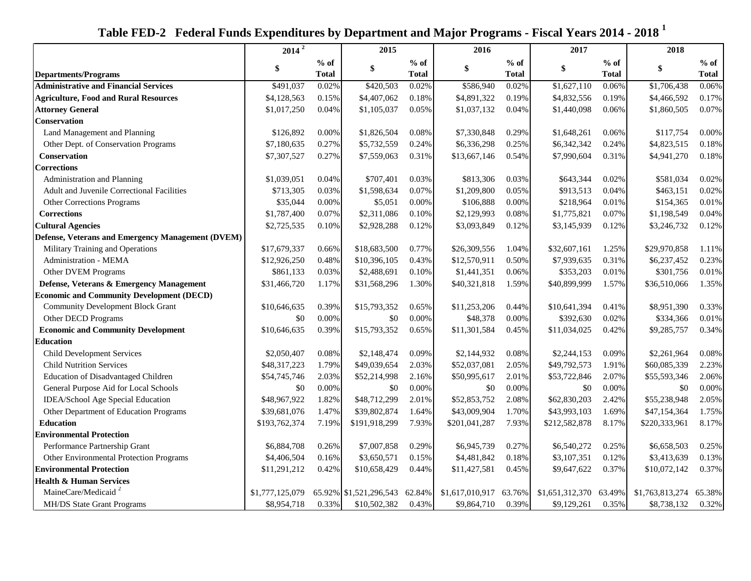# Table FED-2 Federal Funds Expenditures by Department and Major Programs - Fiscal Years 2014 - 2018 [1]

| Departments/Programs | 2014 [2] | | 2015 | | 2016 | | 2017 | | 2018 | |
|---|---|---|---|---|---|---|---|---|---|---|
| | $ | % of Total | $ | % of Total | $ | % of Total | $ | % of Total | $ | % of Total |
| **Administrative and Financial Services** | $491,037 | 0.02% | $420,503 | 0.02% | $586,940 | 0.02% | $1,627,110 | 0.06% | $1,706,438 | 0.06% |
| **Agriculture, Food and Rural Resources** | $4,128,563 | 0.15% | $4,407,062 | 0.18% | $4,891,322 | 0.19% | $4,832,556 | 0.19% | $4,466,592 | 0.17% |
| **Attorney General** | $1,017,250 | 0.04% | $1,105,037 | 0.05% | $1,037,132 | 0.04% | $1,440,098 | 0.06% | $1,860,505 | 0.07% |
| **Conservation** | | | | | | | | | | |
| Land Management and Planning | $126,892 | 0.00% | $1,826,504 | 0.08% | $7,330,848 | 0.29% | $1,648,261 | 0.06% | $117,754 | 0.00% |
| Other Dept. of Conservation Programs | $7,180,635 | 0.27% | $5,732,559 | 0.24% | $6,336,298 | 0.25% | $6,342,342 | 0.24% | $4,823,515 | 0.18% |
| **Conservation** | $7,307,527 | 0.27% | $7,559,063 | 0.31% | $13,667,146 | 0.54% | $7,990,604 | 0.31% | $4,941,270 | 0.18% |
| **Corrections** | | | | | | | | | | |
| Administration and Planning | $1,039,051 | 0.04% | $707,401 | 0.03% | $813,306 | 0.03% | $643,344 | 0.02% | $581,034 | 0.02% |
| Adult and Juvenile Correctional Facilities | $713,305 | 0.03% | $1,598,634 | 0.07% | $1,209,800 | 0.05% | $913,513 | 0.04% | $463,151 | 0.02% |
| Other Corrections Programs | $35,044 | 0.00% | $5,051 | 0.00% | $106,888 | 0.00% | $218,964 | 0.01% | $154,365 | 0.01% |
| **Corrections** | $1,787,400 | 0.07% | $2,311,086 | 0.10% | $2,129,993 | 0.08% | $1,775,821 | 0.07% | $1,198,549 | 0.04% |
| **Cultural Agencies** | $2,725,535 | 0.10% | $2,928,288 | 0.12% | $3,093,849 | 0.12% | $3,145,939 | 0.12% | $3,246,732 | 0.12% |
| **Defense, Veterans and Emergency Management (DVEM)** | | | | | | | | | | |
| Military Training and Operations | $17,679,337 | 0.66% | $18,683,500 | 0.77% | $26,309,556 | 1.04% | $32,607,161 | 1.25% | $29,970,858 | 1.11% |
| Administration - MEMA | $12,926,250 | 0.48% | $10,396,105 | 0.43% | $12,570,911 | 0.50% | $7,939,635 | 0.31% | $6,237,452 | 0.23% |
| Other DVEM Programs | $861,133 | 0.03% | $2,488,691 | 0.10% | $1,441,351 | 0.06% | $353,203 | 0.01% | $301,756 | 0.01% |
| **Defense, Veterans & Emergency Management** | $31,466,720 | 1.17% | $31,568,296 | 1.30% | $40,321,818 | 1.59% | $40,899,999 | 1.57% | $36,510,066 | 1.35% |
| **Economic and Community Development (DECD)** | | | | | | | | | | |
| Community Development Block Grant | $10,646,635 | 0.39% | $15,793,352 | 0.65% | $11,253,206 | 0.44% | $10,641,394 | 0.41% | $8,951,390 | 0.33% |
| Other DECD Programs | $0 | 0.00% | $0 | 0.00% | $48,378 | 0.00% | $392,630 | 0.02% | $334,366 | 0.01% |
| **Economic and Community Development** | $10,646,635 | 0.39% | $15,793,352 | 0.65% | $11,301,584 | 0.45% | $11,034,025 | 0.42% | $9,285,757 | 0.34% |
| **Education** | | | | | | | | | | |
| Child Development Services | $2,050,407 | 0.08% | $2,148,474 | 0.09% | $2,144,932 | 0.08% | $2,244,153 | 0.09% | $2,261,964 | 0.08% |
| Child Nutrition Services | $48,317,223 | 1.79% | $49,039,654 | 2.03% | $52,037,081 | 2.05% | $49,792,573 | 1.91% | $60,085,339 | 2.23% |
| Education of Disadvantaged Children | $54,745,746 | 2.03% | $52,214,998 | 2.16% | $50,995,617 | 2.01% | $53,722,846 | 2.07% | $55,593,346 | 2.06% |
| General Purpose Aid for Local Schools | $0 | 0.00% | $0 | 0.00% | $0 | 0.00% | $0 | 0.00% | $0 | 0.00% |
| IDEA/School Age Special Education | $48,967,922 | 1.82% | $48,712,299 | 2.01% | $52,853,752 | 2.08% | $62,830,203 | 2.42% | $55,238,948 | 2.05% |
| Other Department of Education Programs | $39,681,076 | 1.47% | $39,802,874 | 1.64% | $43,009,904 | 1.70% | $43,993,103 | 1.69% | $47,154,364 | 1.75% |
| **Education** | $193,762,374 | 7.19% | $191,918,299 | 7.93% | $201,041,287 | 7.93% | $212,582,878 | 8.17% | $220,333,961 | 8.17% |
| **Environmental Protection** | | | | | | | | | | |
| Performance Partnership Grant | $6,884,708 | 0.26% | $7,007,858 | 0.29% | $6,945,739 | 0.27% | $6,540,272 | 0.25% | $6,658,503 | 0.25% |
| Other Environmental Protection Programs | $4,406,504 | 0.16% | $3,650,571 | 0.15% | $4,481,842 | 0.18% | $3,107,351 | 0.12% | $3,413,639 | 0.13% |
| **Environmental Protection** | $11,291,212 | 0.42% | $10,658,429 | 0.44% | $11,427,581 | 0.45% | $9,647,622 | 0.37% | $10,072,142 | 0.37% |
| **Health & Human Services** | | | | | | | | | | |
| MaineCare/Medicaid [2] | $1,777,125,079 | 65.92% | $1,521,296,543 | 62.84% | $1,617,010,917 | 63.76% | $1,651,312,370 | 63.49% | $1,763,813,274 | 65.38% |
| MH/DS State Grant Programs | $8,954,718 | 0.33% | $10,502,382 | 0.43% | $9,864,710 | 0.39% | $9,129,261 | 0.35% | $8,738,132 | 0.32% |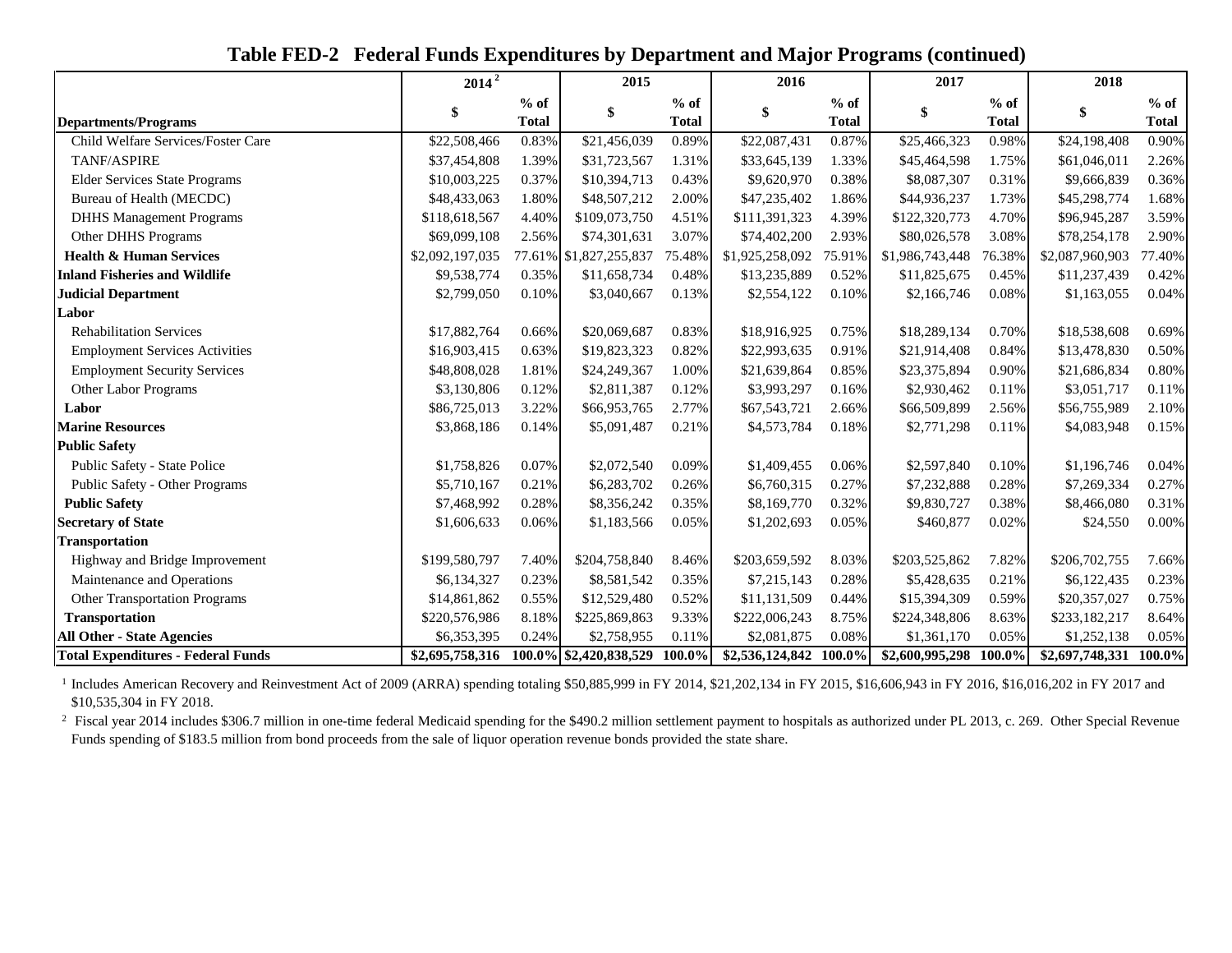## Table FED-2 Federal Funds Expenditures by Department and Major Programs (continued)

| | 2014 [2] | | 2015 | | 2016 | | 2017 | | 2018 | |
|---|---|---|---|---|---|---|---|---|---|---|
| **Departments/Programs** | **$** | **% of Total** | **$** | **% of Total** | **$** | **% of Total** | **$** | **% of Total** | **$** | **% of Total** |
| Child Welfare Services/Foster Care | $22,508,466 | 0.83% | $21,456,039 | 0.89% | $22,087,431 | 0.87% | $25,466,323 | 0.98% | $24,198,408 | 0.90% |
| TANF/ASPIRE | $37,454,808 | 1.39% | $31,723,567 | 1.31% | $33,645,139 | 1.33% | $45,464,598 | 1.75% | $61,046,011 | 2.26% |
| Elder Services State Programs | $10,003,225 | 0.37% | $10,394,713 | 0.43% | $9,620,970 | 0.38% | $8,087,307 | 0.31% | $9,666,839 | 0.36% |
| Bureau of Health (MECDC) | $48,433,063 | 1.80% | $48,507,212 | 2.00% | $47,235,402 | 1.86% | $44,936,237 | 1.73% | $45,298,774 | 1.68% |
| DHHS Management Programs | $118,618,567 | 4.40% | $109,073,750 | 4.51% | $111,391,323 | 4.39% | $122,320,773 | 4.70% | $96,945,287 | 3.59% |
| Other DHHS Programs | $69,099,108 | 2.56% | $74,301,631 | 3.07% | $74,402,200 | 2.93% | $80,026,578 | 3.08% | $78,254,178 | 2.90% |
| **Health & Human Services** | $2,092,197,035 | 77.61% | $1,827,255,837 | 75.48% | $1,925,258,092 | 75.91% | $1,986,743,448 | 76.38% | $2,087,960,903 | 77.40% |
| **Inland Fisheries and Wildlife** | $9,538,774 | 0.35% | $11,658,734 | 0.48% | $13,235,889 | 0.52% | $11,825,675 | 0.45% | $11,237,439 | 0.42% |
| **Judicial Department** | $2,799,050 | 0.10% | $3,040,667 | 0.13% | $2,554,122 | 0.10% | $2,166,746 | 0.08% | $1,163,055 | 0.04% |
| **Labor** | | | | | | | | | | |
| Rehabilitation Services | $17,882,764 | 0.66% | $20,069,687 | 0.83% | $18,916,925 | 0.75% | $18,289,134 | 0.70% | $18,538,608 | 0.69% |
| Employment Services Activities | $16,903,415 | 0.63% | $19,823,323 | 0.82% | $22,993,635 | 0.91% | $21,914,408 | 0.84% | $13,478,830 | 0.50% |
| Employment Security Services | $48,808,028 | 1.81% | $24,249,367 | 1.00% | $21,639,864 | 0.85% | $23,375,894 | 0.90% | $21,686,834 | 0.80% |
| Other Labor Programs | $3,130,806 | 0.12% | $2,811,387 | 0.12% | $3,993,297 | 0.16% | $2,930,462 | 0.11% | $3,051,717 | 0.11% |
| **Labor** | $86,725,013 | 3.22% | $66,953,765 | 2.77% | $67,543,721 | 2.66% | $66,509,899 | 2.56% | $56,755,989 | 2.10% |
| **Marine Resources** | $3,868,186 | 0.14% | $5,091,487 | 0.21% | $4,573,784 | 0.18% | $2,771,298 | 0.11% | $4,083,948 | 0.15% |
| **Public Safety** | | | | | | | | | | |
| Public Safety - State Police | $1,758,826 | 0.07% | $2,072,540 | 0.09% | $1,409,455 | 0.06% | $2,597,840 | 0.10% | $1,196,746 | 0.04% |
| Public Safety - Other Programs | $5,710,167 | 0.21% | $6,283,702 | 0.26% | $6,760,315 | 0.27% | $7,232,888 | 0.28% | $7,269,334 | 0.27% |
| **Public Safety** | $7,468,992 | 0.28% | $8,356,242 | 0.35% | $8,169,770 | 0.32% | $9,830,727 | 0.38% | $8,466,080 | 0.31% |
| **Secretary of State** | $1,606,633 | 0.06% | $1,183,566 | 0.05% | $1,202,693 | 0.05% | $460,877 | 0.02% | $24,550 | 0.00% |
| **Transportation** | | | | | | | | | | |
| Highway and Bridge Improvement | $199,580,797 | 7.40% | $204,758,840 | 8.46% | $203,659,592 | 8.03% | $203,525,862 | 7.82% | $206,702,755 | 7.66% |
| Maintenance and Operations | $6,134,327 | 0.23% | $8,581,542 | 0.35% | $7,215,143 | 0.28% | $5,428,635 | 0.21% | $6,122,435 | 0.23% |
| Other Transportation Programs | $14,861,862 | 0.55% | $12,529,480 | 0.52% | $11,131,509 | 0.44% | $15,394,309 | 0.59% | $20,357,027 | 0.75% |
| **Transportation** | $220,576,986 | 8.18% | $225,869,863 | 9.33% | $222,006,243 | 8.75% | $224,348,806 | 8.63% | $233,182,217 | 8.64% |
| **All Other - State Agencies** | $6,353,395 | 0.24% | $2,758,955 | 0.11% | $2,081,875 | 0.08% | $1,361,170 | 0.05% | $1,252,138 | 0.05% |
| **Total Expenditures - Federal Funds** | **$2,695,758,316** | **100.0%** | **$2,420,838,529** | **100.0%** | **$2,536,124,842** | **100.0%** | **$2,600,995,298** | **100.0%** | **$2,697,748,331** | **100.0%** |

[1] Includes American Recovery and Reinvestment Act of 2009 (ARRA) spending totaling $50,885,999 in FY 2014, $21,202,134 in FY 2015, $16,606,943 in FY 2016, $16,016,202 in FY 2017 and $10,535,304 in FY 2018.

[2] Fiscal year 2014 includes $306.7 million in one-time federal Medicaid spending for the $490.2 million settlement payment to hospitals as authorized under PL 2013, c. 269. Other Special Revenue Funds spending of $183.5 million from bond proceeds from the sale of liquor operation revenue bonds provided the state share.